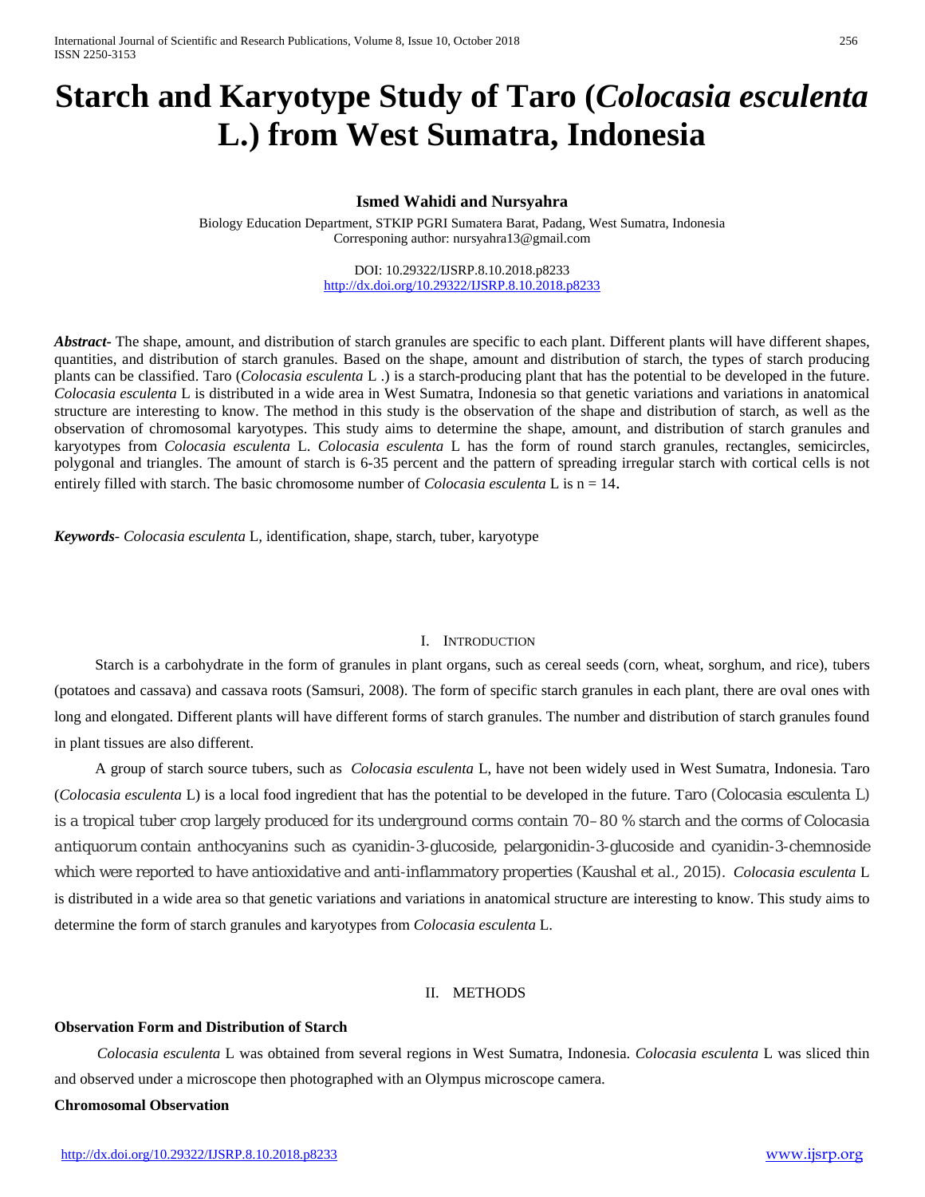# Starch and Karyotype Study of Taro (*Colocasia esculenta* L.) from West Sumatra, Indonesia

**Ismed Wahidi and Nursyahra**

Biology Education Department, STKIP PGRI Sumatera Barat, Padang, West Sumatra, Indonesia
Corresponing author: nursyahra13@gmail.com

DOI: 10.29322/IJSRP.8.10.2018.p8233
http://dx.doi.org/10.29322/IJSRP.8.10.2018.p8233

***Abstract-*** The shape, amount, and distribution of starch granules are specific to each plant. Different plants will have different shapes, quantities, and distribution of starch granules. Based on the shape, amount and distribution of starch, the types of starch producing plants can be classified. Taro (*Colocasia esculenta* L .) is a starch-producing plant that has the potential to be developed in the future. *Colocasia esculenta* L is distributed in a wide area in West Sumatra, Indonesia so that genetic variations and variations in anatomical structure are interesting to know. The method in this study is the observation of the shape and distribution of starch, as well as the observation of chromosomal karyotypes. This study aims to determine the shape, amount, and distribution of starch granules and karyotypes from *Colocasia esculenta* L. *Colocasia esculenta* L has the form of round starch granules, rectangles, semicircles, polygonal and triangles. The amount of starch is 6-35 percent and the pattern of spreading irregular starch with cortical cells is not entirely filled with starch. The basic chromosome number of *Colocasia esculenta* L is n = 14.

***Keywords-*** *Colocasia esculenta* L, identification, shape, starch, tuber, karyotype

## I. Introduction

Starch is a carbohydrate in the form of granules in plant organs, such as cereal seeds (corn, wheat, sorghum, and rice), tubers (potatoes and cassava) and cassava roots (Samsuri, 2008). The form of specific starch granules in each plant, there are oval ones with long and elongated. Different plants will have different forms of starch granules. The number and distribution of starch granules found in plant tissues are also different.

A group of starch source tubers, such as *Colocasia esculenta* L, have not been widely used in West Sumatra, Indonesia. Taro (*Colocasia esculenta* L) is a local food ingredient that has the potential to be developed in the future. Taro (Colocasia esculenta L) is a tropical tuber crop largely produced for its underground corms contain 70–80 % starch and the corms of *Colocasia antiquorum* contain anthocyanins such as cyanidin-3-glucoside, pelargonidin-3-glucoside and cyanidin-3-chemnoside which were reported to have antioxidative and anti-inflammatory properties (Kaushal et al., 2015). *Colocasia esculenta* L is distributed in a wide area so that genetic variations and variations in anatomical structure are interesting to know. This study aims to determine the form of starch granules and karyotypes from *Colocasia esculenta* L.

## II. METHODS

### Observation Form and Distribution of Starch

*Colocasia esculenta* L was obtained from several regions in West Sumatra, Indonesia. *Colocasia esculenta* L was sliced thin and observed under a microscope then photographed with an Olympus microscope camera.

### Chromosomal Observation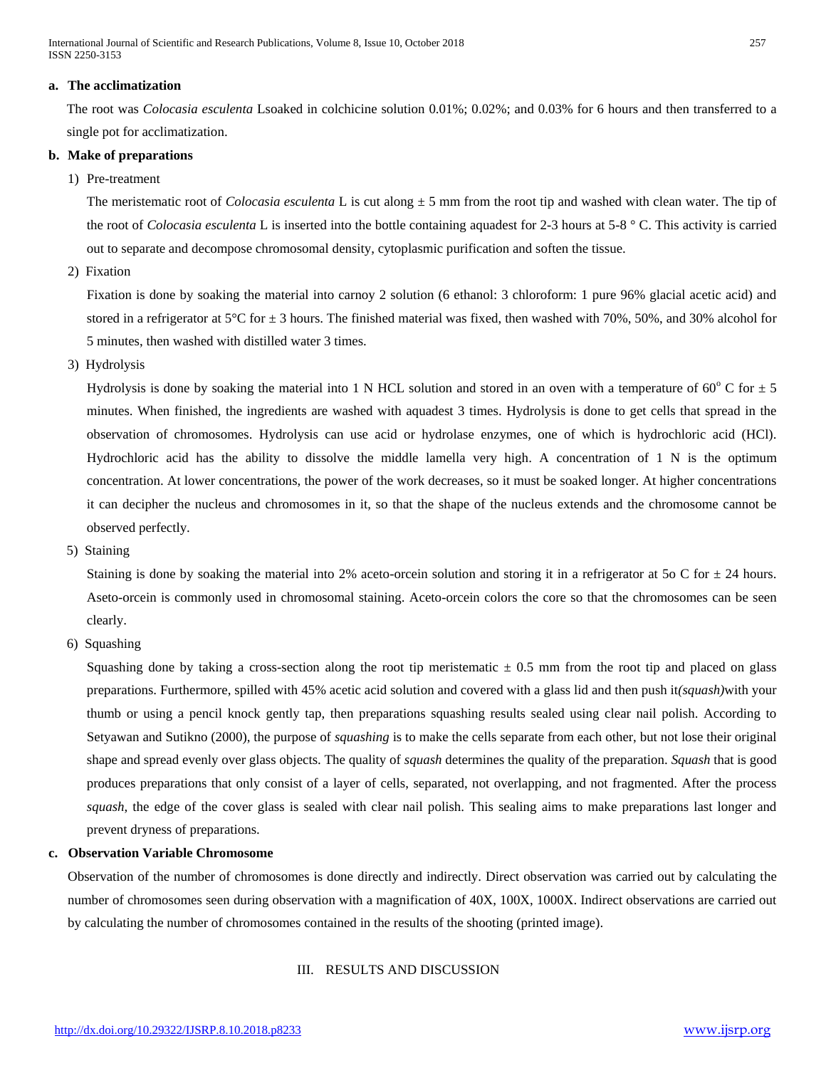**a. The acclimatization**

The root was *Colocasia esculenta* Lsoaked in colchicine solution 0.01%; 0.02%; and 0.03% for 6 hours and then transferred to a single pot for acclimatization.

**b. Make of preparations**

1) Pre-treatment

The meristematic root of *Colocasia esculenta* L is cut along ± 5 mm from the root tip and washed with clean water. The tip of the root of *Colocasia esculenta* L is inserted into the bottle containing aquadest for 2-3 hours at 5-8 ° C. This activity is carried out to separate and decompose chromosomal density, cytoplasmic purification and soften the tissue.

2) Fixation

Fixation is done by soaking the material into carnoy 2 solution (6 ethanol: 3 chloroform: 1 pure 96% glacial acetic acid) and stored in a refrigerator at 5°C for ± 3 hours. The finished material was fixed, then washed with 70%, 50%, and 30% alcohol for 5 minutes, then washed with distilled water 3 times.

3) Hydrolysis

Hydrolysis is done by soaking the material into 1 N HCL solution and stored in an oven with a temperature of $60^{o}$ C for ± 5 minutes. When finished, the ingredients are washed with aquadest 3 times. Hydrolysis is done to get cells that spread in the observation of chromosomes. Hydrolysis can use acid or hydrolase enzymes, one of which is hydrochloric acid (HCl). Hydrochloric acid has the ability to dissolve the middle lamella very high. A concentration of 1 N is the optimum concentration. At lower concentrations, the power of the work decreases, so it must be soaked longer. At higher concentrations it can decipher the nucleus and chromosomes in it, so that the shape of the nucleus extends and the chromosome cannot be observed perfectly.

5) Staining

Staining is done by soaking the material into 2% aceto-orcein solution and storing it in a refrigerator at 5o C for ± 24 hours. Aseto-orcein is commonly used in chromosomal staining. Aceto-orcein colors the core so that the chromosomes can be seen clearly.

6) Squashing

Squashing done by taking a cross-section along the root tip meristematic ± 0.5 mm from the root tip and placed on glass preparations. Furthermore, spilled with 45% acetic acid solution and covered with a glass lid and then push it*(squash)*with your thumb or using a pencil knock gently tap, then preparations squashing results sealed using clear nail polish. According to Setyawan and Sutikno (2000), the purpose of *squashing* is to make the cells separate from each other, but not lose their original shape and spread evenly over glass objects. The quality of *squash* determines the quality of the preparation. *Squash* that is good produces preparations that only consist of a layer of cells, separated, not overlapping, and not fragmented. After the process *squash*, the edge of the cover glass is sealed with clear nail polish. This sealing aims to make preparations last longer and prevent dryness of preparations.

**c. Observation Variable Chromosome**

Observation of the number of chromosomes is done directly and indirectly. Direct observation was carried out by calculating the number of chromosomes seen during observation with a magnification of 40X, 100X, 1000X. Indirect observations are carried out by calculating the number of chromosomes contained in the results of the shooting (printed image).

## III. RESULTS AND DISCUSSION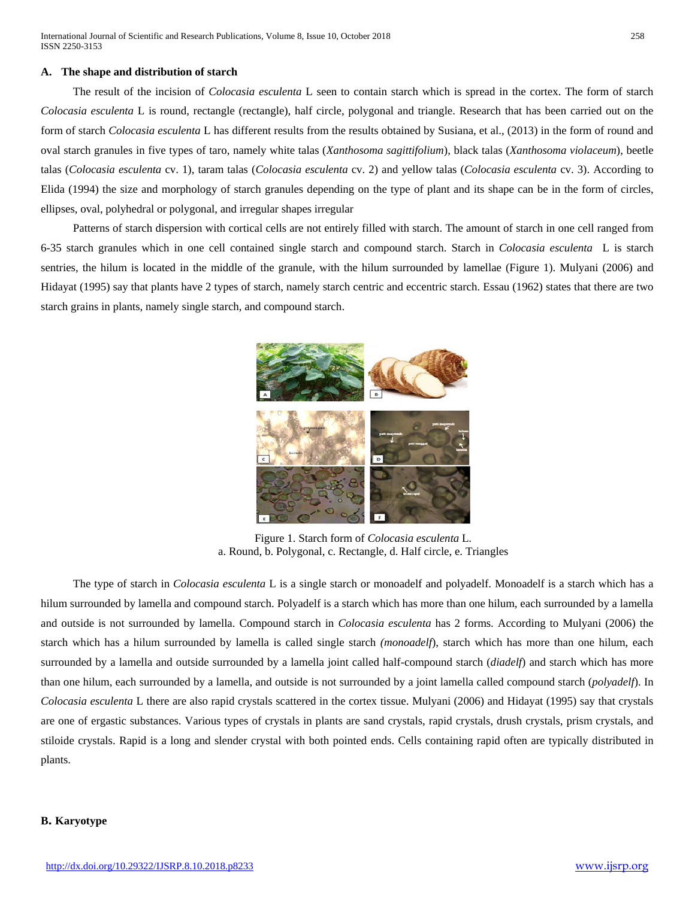## A. The shape and distribution of starch

The result of the incision of *Colocasia esculenta* L seen to contain starch which is spread in the cortex. The form of starch *Colocasia esculenta* L is round, rectangle (rectangle), half circle, polygonal and triangle. Research that has been carried out on the form of starch *Colocasia esculenta* L has different results from the results obtained by Susiana, et al., (2013) in the form of round and oval starch granules in five types of taro, namely white talas (*Xanthosoma sagittifolium*), black talas (*Xanthosoma violaceum*), beetle talas (*Colocasia esculenta* cv. 1), taram talas (*Colocasia esculenta* cv. 2) and yellow talas (*Colocasia esculenta* cv. 3). According to Elida (1994) the size and morphology of starch granules depending on the type of plant and its shape can be in the form of circles, ellipses, oval, polyhedral or polygonal, and irregular shapes irregular

Patterns of starch dispersion with cortical cells are not entirely filled with starch. The amount of starch in one cell ranged from 6-35 starch granules which in one cell contained single starch and compound starch. Starch in *Colocasia esculenta* L is starch sentries, the hilum is located in the middle of the granule, with the hilum surrounded by lamellae (Figure 1). Mulyani (2006) and Hidayat (1995) say that plants have 2 types of starch, namely starch centric and eccentric starch. Essau (1962) states that there are two starch grains in plants, namely single starch, and compound starch.

Figure 1. Starch form of *Colocasia esculenta* L.
a. Round, b. Polygonal, c. Rectangle, d. Half circle, e. Triangles

The type of starch in *Colocasia esculenta* L is a single starch or monoadelf and polyadelf. Monoadelf is a starch which has a hilum surrounded by lamella and compound starch. Polyadelf is a starch which has more than one hilum, each surrounded by a lamella and outside is not surrounded by lamella. Compound starch in *Colocasia esculenta* has 2 forms. According to Mulyani (2006) the starch which has a hilum surrounded by lamella is called single starch *(monoadelf)*, starch which has more than one hilum, each surrounded by a lamella and outside surrounded by a lamella joint called half-compound starch (*diadelf*) and starch which has more than one hilum, each surrounded by a lamella, and outside is not surrounded by a joint lamella called compound starch (*polyadelf*). In *Colocasia esculenta* L there are also rapid crystals scattered in the cortex tissue. Mulyani (2006) and Hidayat (1995) say that crystals are one of ergastic substances. Various types of crystals in plants are sand crystals, rapid crystals, drush crystals, prism crystals, and stiloide crystals. Rapid is a long and slender crystal with both pointed ends. Cells containing rapid often are typically distributed in plants.

## B. Karyotype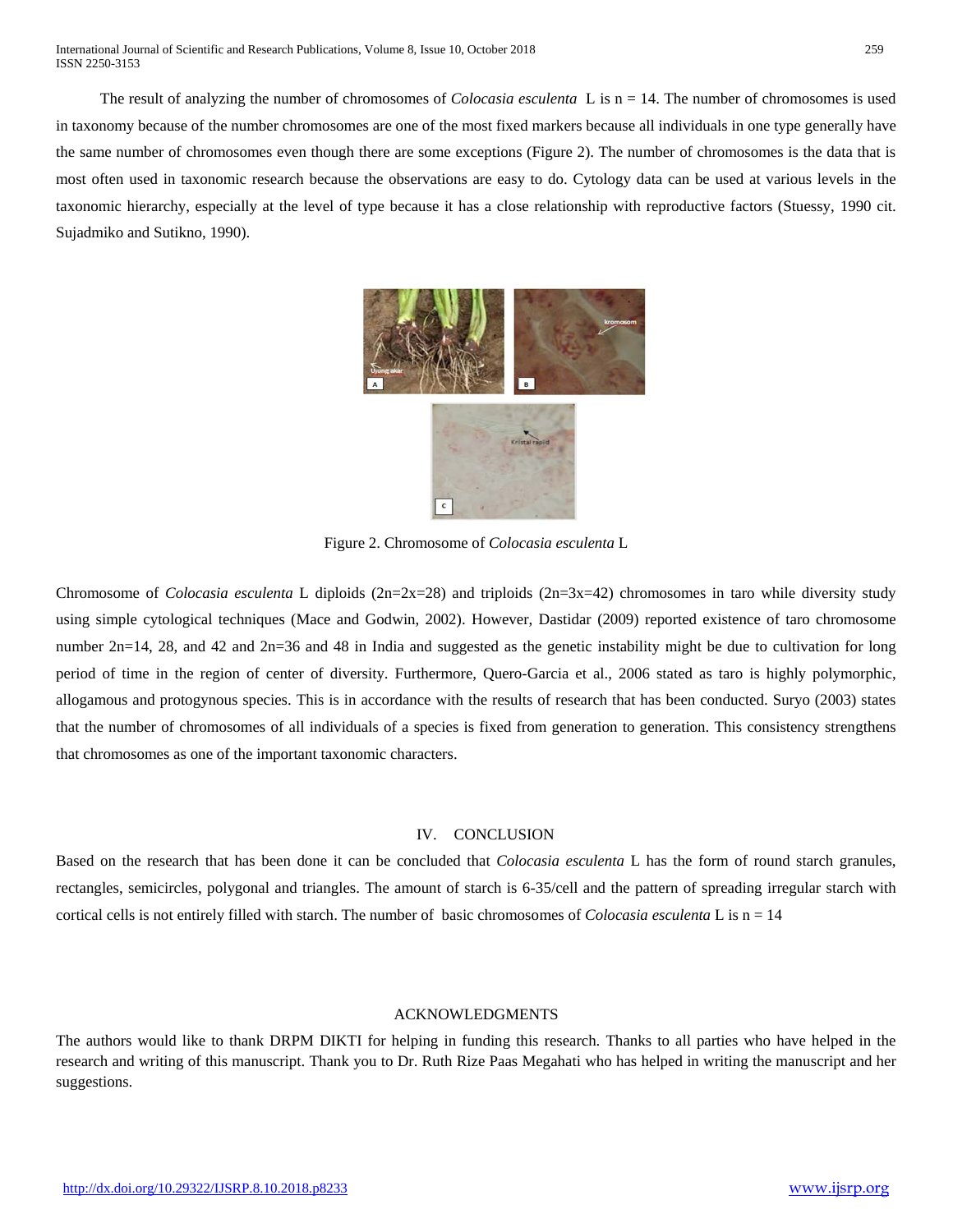The result of analyzing the number of chromosomes of *Colocasia esculenta* L is n = 14. The number of chromosomes is used in taxonomy because of the number chromosomes are one of the most fixed markers because all individuals in one type generally have the same number of chromosomes even though there are some exceptions (Figure 2). The number of chromosomes is the data that is most often used in taxonomic research because the observations are easy to do. Cytology data can be used at various levels in the taxonomic hierarchy, especially at the level of type because it has a close relationship with reproductive factors (Stuessy, 1990 cit. Sujadmiko and Sutikno, 1990).

Figure 2. Chromosome of *Colocasia esculenta* L

Chromosome of *Colocasia esculenta* L diploids (2n=2x=28) and triploids (2n=3x=42) chromosomes in taro while diversity study using simple cytological techniques (Mace and Godwin, 2002). However, Dastidar (2009) reported existence of taro chromosome number 2n=14, 28, and 42 and 2n=36 and 48 in India and suggested as the genetic instability might be due to cultivation for long period of time in the region of center of diversity. Furthermore, Quero-Garcia et al., 2006 stated as taro is highly polymorphic, allogamous and protogynous species. This is in accordance with the results of research that has been conducted. Suryo (2003) states that the number of chromosomes of all individuals of a species is fixed from generation to generation. This consistency strengthens that chromosomes as one of the important taxonomic characters.

## IV. CONCLUSION

Based on the research that has been done it can be concluded that *Colocasia esculenta* L has the form of round starch granules, rectangles, semicircles, polygonal and triangles. The amount of starch is 6-35/cell and the pattern of spreading irregular starch with cortical cells is not entirely filled with starch. The number of basic chromosomes of *Colocasia esculenta* L is n = 14

## ACKNOWLEDGMENTS

The authors would like to thank DRPM DIKTI for helping in funding this research. Thanks to all parties who have helped in the research and writing of this manuscript. Thank you to Dr. Ruth Rize Paas Megahati who has helped in writing the manuscript and her suggestions.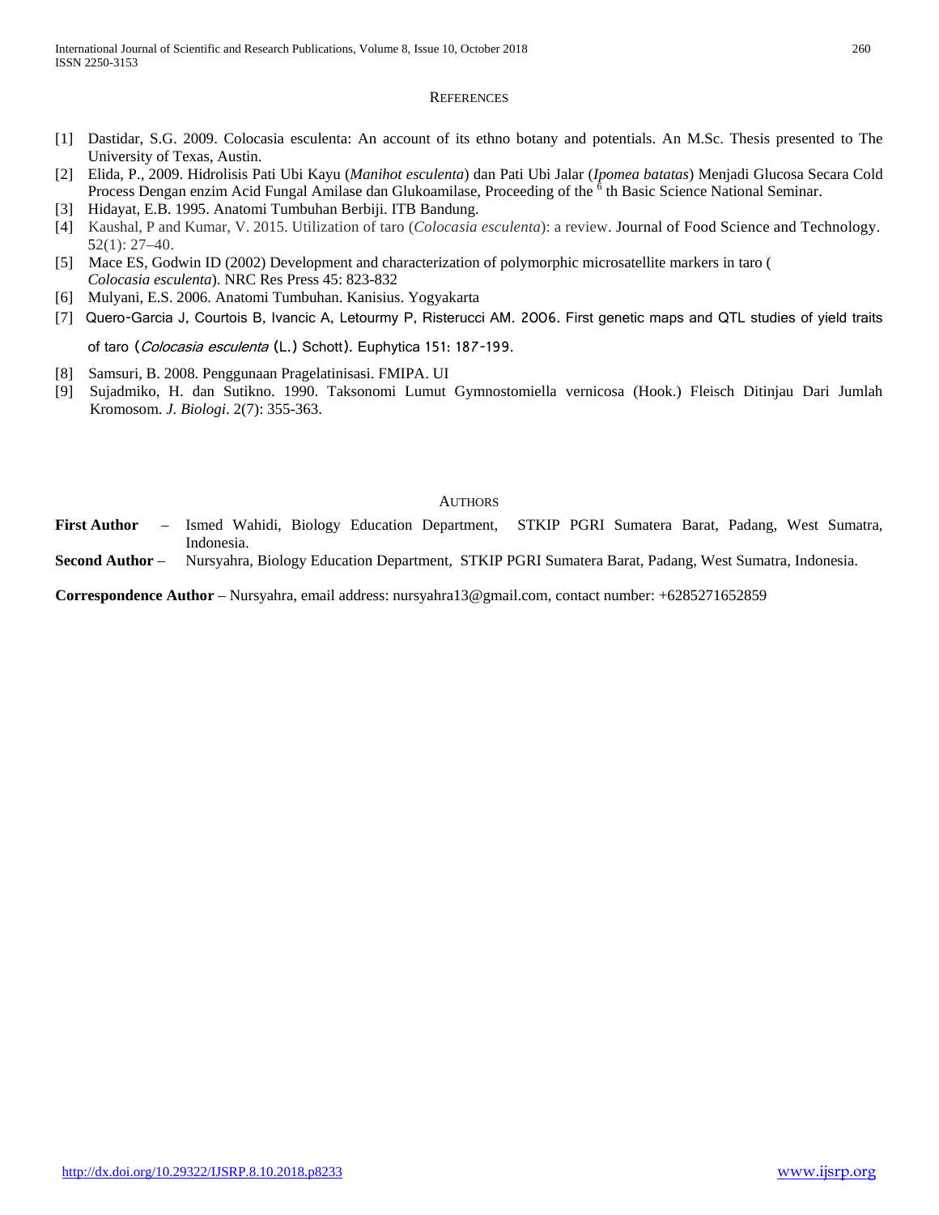## REFERENCES

[1] Dastidar, S.G. 2009. Colocasia esculenta: An account of its ethno botany and potentials. An M.Sc. Thesis presented to The University of Texas, Austin.

[2] Elida, P., 2009. Hidrolisis Pati Ubi Kayu (*Manihot esculenta*) dan Pati Ubi Jalar (*Ipomea batatas*) Menjadi Glucosa Secara Cold Process Dengan enzim Acid Fungal Amilase dan Glukoamilase, Proceeding of the 6 th Basic Science National Seminar.

[3] Hidayat, E.B. 1995. Anatomi Tumbuhan Berbiji. ITB Bandung.

[4] Kaushal, P and Kumar, V. 2015. Utilization of taro (*Colocasia esculenta*): a review. Journal of Food Science and Technology. 52(1): 27–40.

[5] Mace ES, Godwin ID (2002) Development and characterization of polymorphic microsatellite markers in taro ( *Colocasia esculenta*). NRC Res Press 45: 823-832

[6] Mulyani, E.S. 2006. Anatomi Tumbuhan. Kanisius. Yogyakarta

[7] Quero-Garcia J, Courtois B, Ivancic A, Letourmy P, Risterucci AM. 2006. First genetic maps and QTL studies of yield traits of taro (*Colocasia esculenta* (L.) Schott). Euphytica 151: 187-199.

[8] Samsuri, B. 2008. Penggunaan Pragelatinisasi. FMIPA. UI

[9] Sujadmiko, H. dan Sutikno. 1990. Taksonomi Lumut Gymnostomiella vernicosa (Hook.) Fleisch Ditinjau Dari Jumlah Kromosom. *J. Biologi*. 2(7): 355-363.

## AUTHORS

**First Author** – Ismed Wahidi, Biology Education Department, STKIP PGRI Sumatera Barat, Padang, West Sumatra, Indonesia.

**Second Author** – Nursyahra, Biology Education Department, STKIP PGRI Sumatera Barat, Padang, West Sumatra, Indonesia.

**Correspondence Author** – Nursyahra, email address: nursyahra13@gmail.com, contact number: +6285271652859